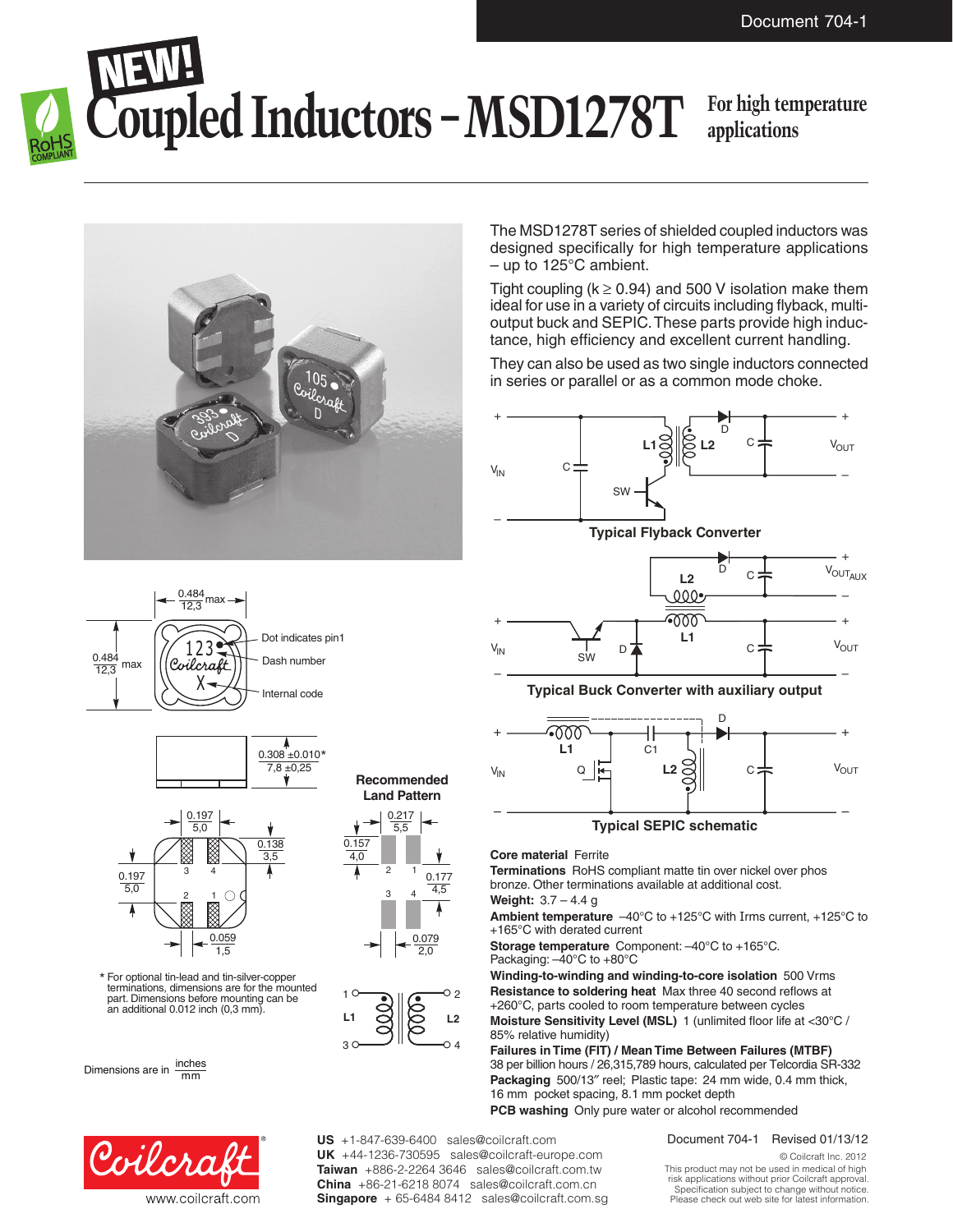Document 704-1

NEW!

# Coupled Inductors – MSD1278T

For high temperature applications

The MSD1278T series of shielded coupled inductors was designed specifically for high temperature applications – up to 125°C ambient.

Tight coupling (k ≥ 0.94) and 500 V isolation make them ideal for use in a variety of circuits including flyback, multi-output buck and SEPIC. These parts provide high inductance, high efficiency and excellent current handling.

They can also be used as two single inductors connected in series or parallel or as a common mode choke.

Typical Flyback Converter

Typical Buck Converter with auxiliary output

Typical SEPIC schematic

Dot indicates pin1

Dash number

Internal code

0.484 / 12,3 max

0.484 / 12,3 max

0.308 ±0.010* / 7,8 ±0,25

0.197 / 5,0

0.138 / 3,5

0.197 / 5,0

0.059 / 1,5

Recommended Land Pattern

0.217 / 5,5

0.157 / 4,0

0.177 / 4,5

0.079 / 2,0

\* For optional tin-lead and tin-silver-copper terminations, dimensions are for the mounted part. Dimensions before mounting can be an additional 0.012 inch (0,3 mm).

Dimensions are in inches / mm

**Core material** Ferrite

**Terminations** RoHS compliant matte tin over nickel over phos bronze. Other terminations available at additional cost.

**Weight:** 3.7 – 4.4 g

**Ambient temperature** –40°C to +125°C with Irms current, +125°C to +165°C with derated current

**Storage temperature** Component: –40°C to +165°C. Packaging: –40°C to +80°C

**Winding-to-winding and winding-to-core isolation** 500 Vrms

**Resistance to soldering heat** Max three 40 second reflows at +260°C, parts cooled to room temperature between cycles

**Moisture Sensitivity Level (MSL)** 1 (unlimited floor life at <30°C / 85% relative humidity)

**Failures in Time (FIT) / Mean Time Between Failures (MTBF)** 38 per billion hours / 26,315,789 hours, calculated per Telcordia SR-332

**Packaging** 500/13″ reel; Plastic tape: 24 mm wide, 0.4 mm thick, 16 mm pocket spacing, 8.1 mm pocket depth

**PCB washing** Only pure water or alcohol recommended

**US** +1-847-639-6400 sales@coilcraft.com
**UK** +44-1236-730595 sales@coilcraft-europe.com
**Taiwan** +886-2-2264 3646 sales@coilcraft.com.tw
**China** +86-21-6218 8074 sales@coilcraft.com.cn
**Singapore** + 65-6484 8412 sales@coilcraft.com.sg

www.coilcraft.com

Document 704-1 Revised 01/13/12

© Coilcraft Inc. 2012

This product may not be used in medical of high risk applications without prior Coilcraft approval. Specification subject to change without notice. Please check out web site for latest information.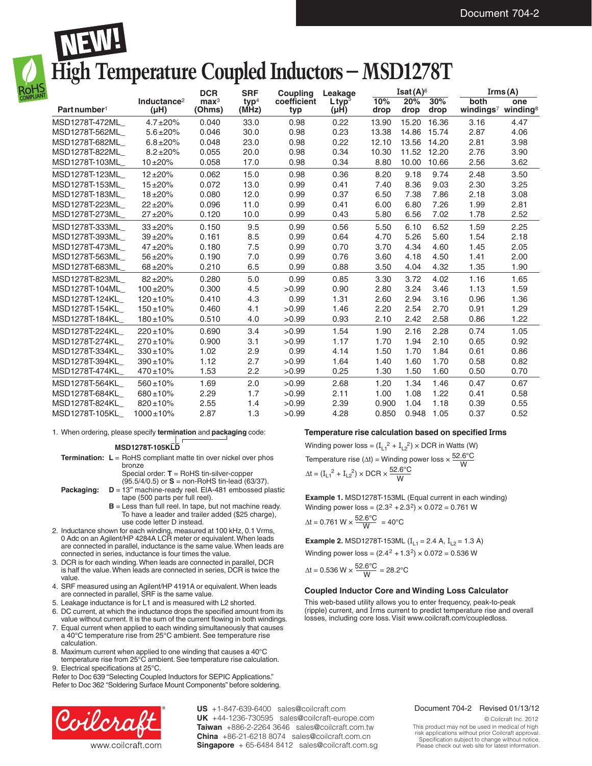# NEW! High Temperature Coupled Inductors – MSD1278T

| Part number[1] | Inductance[2] (µH) | DCR max[3] (Ohms) | SRF typ[4] (MHz) | Coupling coefficient typ | Leakage L typ[5] (µH) | Isat (A)[6] 10% drop | 20% drop | 30% drop | Irms (A) both windings[7] | one winding[8] |
|---|---|---|---|---|---|---|---|---|---|---|
| MSD1278T-472ML_ | 4.7±20% | 0.040 | 33.0 | 0.98 | 0.22 | 13.90 | 15.20 | 16.36 | 3.16 | 4.47 |
| MSD1278T-562ML_ | 5.6±20% | 0.046 | 30.0 | 0.98 | 0.23 | 13.38 | 14.86 | 15.74 | 2.87 | 4.06 |
| MSD1278T-682ML_ | 6.8±20% | 0.048 | 23.0 | 0.98 | 0.22 | 12.10 | 13.56 | 14.20 | 2.81 | 3.98 |
| MSD1278T-822ML_ | 8.2±20% | 0.055 | 20.0 | 0.98 | 0.34 | 10.30 | 11.52 | 12.20 | 2.76 | 3.90 |
| MSD1278T-103ML_ | 10±20% | 0.058 | 17.0 | 0.98 | 0.34 | 8.80 | 10.00 | 10.66 | 2.56 | 3.62 |
| MSD1278T-123ML_ | 12±20% | 0.062 | 15.0 | 0.98 | 0.36 | 8.20 | 9.18 | 9.74 | 2.48 | 3.50 |
| MSD1278T-153ML_ | 15±20% | 0.072 | 13.0 | 0.99 | 0.41 | 7.40 | 8.36 | 9.03 | 2.30 | 3.25 |
| MSD1278T-183ML_ | 18±20% | 0.080 | 12.0 | 0.99 | 0.37 | 6.50 | 7.38 | 7.86 | 2.18 | 3.08 |
| MSD1278T-223ML_ | 22±20% | 0.096 | 11.0 | 0.99 | 0.41 | 6.00 | 6.80 | 7.26 | 1.99 | 2.81 |
| MSD1278T-273ML_ | 27±20% | 0.120 | 10.0 | 0.99 | 0.43 | 5.80 | 6.56 | 7.02 | 1.78 | 2.52 |
| MSD1278T-333ML_ | 33±20% | 0.150 | 9.5 | 0.99 | 0.56 | 5.50 | 6.10 | 6.52 | 1.59 | 2.25 |
| MSD1278T-393ML_ | 39±20% | 0.161 | 8.5 | 0.99 | 0.64 | 4.70 | 5.26 | 5.60 | 1.54 | 2.18 |
| MSD1278T-473ML_ | 47±20% | 0.180 | 7.5 | 0.99 | 0.70 | 3.70 | 4.34 | 4.60 | 1.45 | 2.05 |
| MSD1278T-563ML_ | 56±20% | 0.190 | 7.0 | 0.99 | 0.76 | 3.60 | 4.18 | 4.50 | 1.41 | 2.00 |
| MSD1278T-683ML_ | 68±20% | 0.210 | 6.5 | 0.99 | 0.88 | 3.50 | 4.04 | 4.32 | 1.35 | 1.90 |
| MSD1278T-823ML_ | 82±20% | 0.280 | 5.0 | 0.99 | 0.85 | 3.30 | 3.72 | 4.02 | 1.16 | 1.65 |
| MSD1278T-104ML_ | 100±20% | 0.300 | 4.5 | >0.99 | 0.90 | 2.80 | 3.24 | 3.46 | 1.13 | 1.59 |
| MSD1278T-124KL_ | 120±10% | 0.410 | 4.3 | 0.99 | 1.31 | 2.60 | 2.94 | 3.16 | 0.96 | 1.36 |
| MSD1278T-154KL_ | 150±10% | 0.460 | 4.1 | >0.99 | 1.46 | 2.20 | 2.54 | 2.70 | 0.91 | 1.29 |
| MSD1278T-184KL_ | 180±10% | 0.510 | 4.0 | >0.99 | 0.93 | 2.10 | 2.42 | 2.58 | 0.86 | 1.22 |
| MSD1278T-224KL_ | 220±10% | 0.690 | 3.4 | >0.99 | 1.54 | 1.90 | 2.16 | 2.28 | 0.74 | 1.05 |
| MSD1278T-274KL_ | 270±10% | 0.900 | 3.1 | >0.99 | 1.17 | 1.70 | 1.94 | 2.10 | 0.65 | 0.92 |
| MSD1278T-334KL_ | 330±10% | 1.02 | 2.9 | 0.99 | 4.14 | 1.50 | 1.70 | 1.84 | 0.61 | 0.86 |
| MSD1278T-394KL_ | 390±10% | 1.12 | 2.7 | >0.99 | 1.64 | 1.40 | 1.60 | 1.70 | 0.58 | 0.82 |
| MSD1278T-474KL_ | 470±10% | 1.53 | 2.2 | >0.99 | 0.25 | 1.30 | 1.50 | 1.60 | 0.50 | 0.70 |
| MSD1278T-564KL_ | 560±10% | 1.69 | 2.0 | >0.99 | 2.68 | 1.20 | 1.34 | 1.46 | 0.47 | 0.67 |
| MSD1278T-684KL_ | 680±10% | 2.29 | 1.7 | >0.99 | 2.11 | 1.00 | 1.08 | 1.22 | 0.41 | 0.58 |
| MSD1278T-824KL_ | 820±10% | 2.55 | 1.4 | >0.99 | 2.39 | 0.900 | 1.04 | 1.18 | 0.39 | 0.55 |
| MSD1278T-105KL_ | 1000±10% | 2.87 | 1.3 | >0.99 | 4.28 | 0.850 | 0.948 | 1.05 | 0.37 | 0.52 |

1. When ordering, please specify **termination** and **packaging** code:

   **MSD1278T-105KLD**

   **Termination:** **L** = RoHS compliant matte tin over nickel over phos bronze
   Special order: **T** = RoHS tin-silver-copper (95.5/4/0.5) or **S** = non-RoHS tin-lead (63/37).

   **Packaging:** **D** = 13″ machine-ready reel. EIA-481 embossed plastic tape (500 parts per full reel).
   **B** = Less than full reel. In tape, but not machine ready. To have a leader and trailer added ($25 charge), use code letter D instead.
2. Inductance shown for each winding, measured at 100 kHz, 0.1 Vrms, 0 Adc on an Agilent/HP 4284A LCR meter or equivalent. When leads are connected in parallel, inductance is the same value. When leads are connected in series, inductance is four times the value.
3. DCR is for each winding. When leads are connected in parallel, DCR is half the value. When leads are connected in series, DCR is twice the value.
4. SRF measured using an Agilent/HP 4191A or equivalent. When leads are connected in parallel, SRF is the same value.
5. Leakage inductance is for L1 and is measured with L2 shorted.
6. DC current, at which the inductance drops the specified amount from its value without current. It is the sum of the current flowing in both windings.
7. Equal current when applied to each winding simultaneously that causes a 40°C temperature rise from 25°C ambient. See temperature rise calculation.
8. Maximum current when applied to one winding that causes a 40°C temperature rise from 25°C ambient. See temperature rise calculation.
9. Electrical specifications at 25°C.

Refer to Doc 639 "Selecting Coupled Inductors for SEPIC Applications."
Refer to Doc 362 "Soldering Surface Mount Components" before soldering.

### Temperature rise calculation based on specified Irms

Winding power loss = $(I_{L1}^2 + I_{L2}^2) \times \text{DCR}$ in Watts (W)

Temperature rise ($\Delta t$) = Winding power loss $\times \dfrac{52.6°C}{W}$

$$\Delta t = (I_{L1}^2 + I_{L2}^2) \times \text{DCR} \times \frac{52.6°C}{W}$$

**Example 1.** MSD1278T-153ML (Equal current in each winding)

Winding power loss = $(2.3^2 + 2.3^2) \times 0.072 = 0.761$ W

$$\Delta t = 0.761\ W \times \frac{52.6°C}{W} = 40°C$$

**Example 2.** MSD1278T-153ML ($I_{L1}$ = 2.4 A, $I_{L2}$ = 1.3 A)

Winding power loss = $(2.4^2 + 1.3^2) \times 0.072 = 0.536$ W

$$\Delta t = 0.536\ W \times \frac{52.6°C}{W} = 28.2°C$$

### Coupled Inductor Core and Winding Loss Calculator

This web-based utility allows you to enter frequency, peak-to-peak (ripple) current, and Irms current to predict temperature rise and overall losses, including core loss. Visit www.coilcraft.com/coupledloss.

www.coilcraft.com

**US** +1-847-639-6400 sales@coilcraft.com
**UK** +44-1236-730595 sales@coilcraft-europe.com
**Taiwan** +886-2-2264 3646 sales@coilcraft.com.tw
**China** +86-21-6218 8074 sales@coilcraft.com.cn
**Singapore** + 65-6484 8412 sales@coilcraft.com.sg

Document 704-2 Revised 01/13/12

© Coilcraft Inc. 2012
This product may not be used in medical of high risk applications without prior Coilcraft approval. Specification subject to change without notice. Please check out web site for latest information.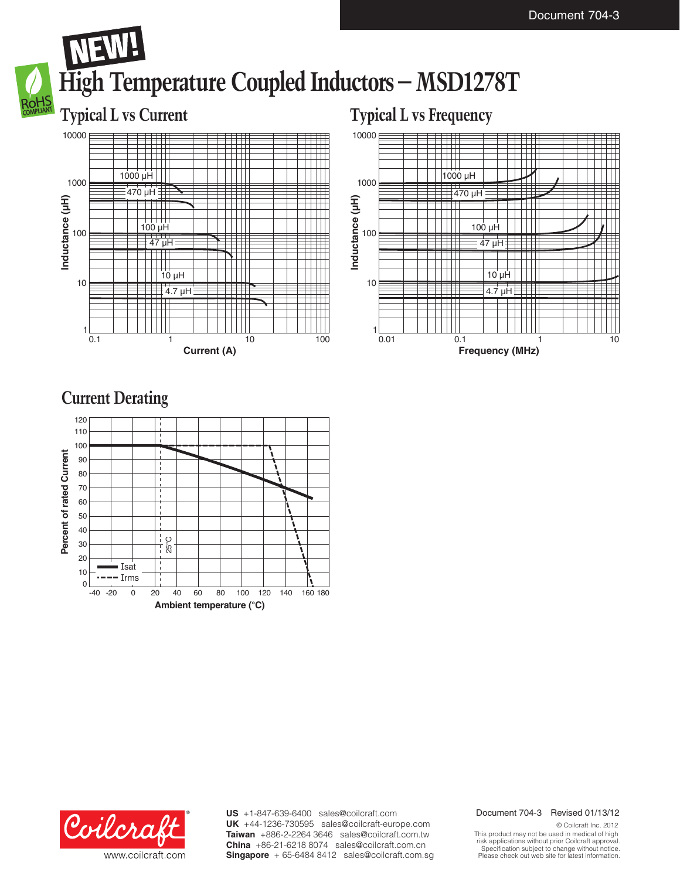NEW!

# High Temperature Coupled Inductors – MSD1278T

## Typical L vs Current

10000
1000
100
10
1

Inductance (µH)

1000 µH
470 µH
100 µH
47 µH
10 µH
4.7 µH

0.1
1
10
100

Current (A)

## Typical L vs Frequency

10000
1000
100
10
1

Inductance (µH)

1000 µH
470 µH
100 µH
47 µH
10 µH
4.7 µH

0.01
0.1
1
10

Frequency (MHz)

## Current Derating

120
110
100
90
80
70
60
50
40
30
20
10
0

Percent of rated Current

25°C

Isat
Irms

-40 -20 0 20 40 60 80 100 120 140 160 180

Ambient temperature (°C)

**US** +1-847-639-6400 sales@coilcraft.com
**UK** +44-1236-730595 sales@coilcraft-europe.com
**Taiwan** +886-2-2264 3646 sales@coilcraft.com.tw
**China** +86-21-6218 8074 sales@coilcraft.com.cn
**Singapore** + 65-6484 8412 sales@coilcraft.com.sg

www.coilcraft.com

Document 704-3 Revised 01/13/12

© Coilcraft Inc. 2012
This product may not be used in medical of high risk applications without prior Coilcraft approval.
Specification subject to change without notice.
Please check out web site for latest information.